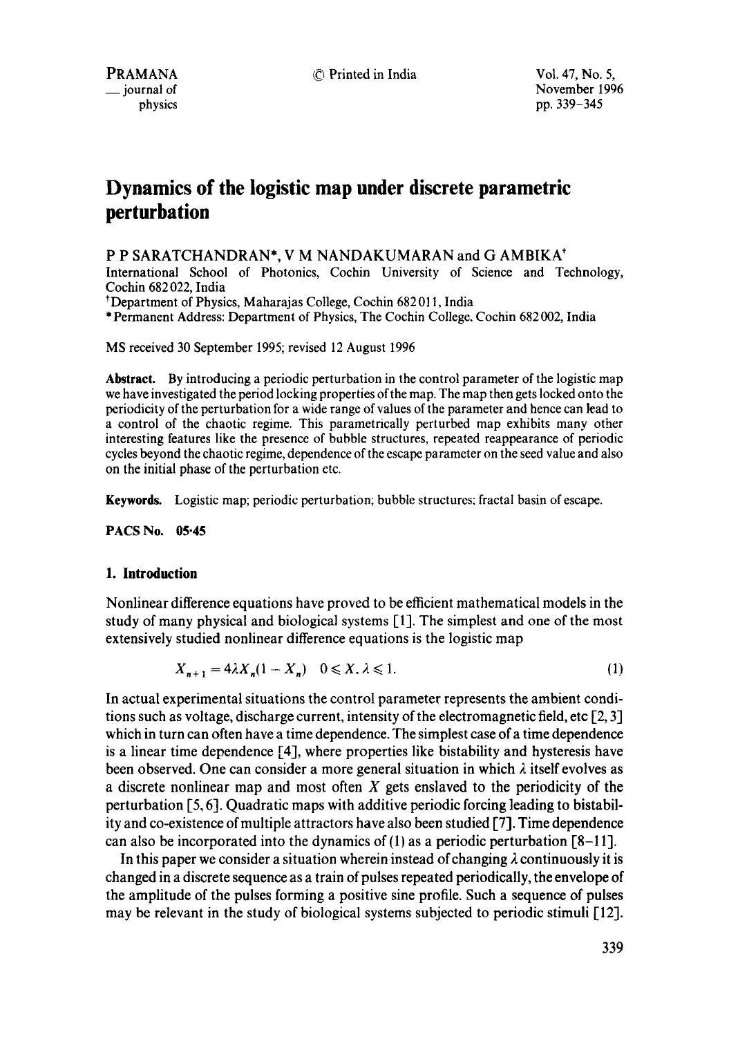# Dynamics of the logistic map under discrete parametric perturbation

P P SARATCHANDRAN*, V M NANDAKUMARAN and G AMBIKA[†]

International School of Photonics, Cochin University of Science and Technology, Cochin 682 022, India

[†]Department of Physics, Maharajas College, Cochin 682 011, India

*Permanent Address: Department of Physics, The Cochin College, Cochin 682 002, India

MS received 30 September 1995; revised 12 August 1996

**Abstract.** By introducing a periodic perturbation in the control parameter of the logistic map we have investigated the period locking properties of the map. The map then gets locked onto the periodicity of the perturbation for a wide range of values of the parameter and hence can lead to a control of the chaotic regime. This parametrically perturbed map exhibits many other interesting features like the presence of bubble structures, repeated reappearance of periodic cycles beyond the chaotic regime, dependence of the escape parameter on the seed value and also on the initial phase of the perturbation etc.

**Keywords.** Logistic map; periodic perturbation; bubble structures; fractal basin of escape.

**PACS No. 05·45**

## 1. Introduction

Nonlinear difference equations have proved to be efficient mathematical models in the study of many physical and biological systems [1]. The simplest and one of the most extensively studied nonlinear difference equations is the logistic map

$$X_{n+1} = 4\lambda X_n(1 - X_n) \quad 0 \leqslant X, \lambda \leqslant 1. \tag{1}$$

In actual experimental situations the control parameter represents the ambient conditions such as voltage, discharge current, intensity of the electromagnetic field, etc [2, 3] which in turn can often have a time dependence. The simplest case of a time dependence is a linear time dependence [4], where properties like bistability and hysteresis have been observed. One can consider a more general situation in which $\lambda$ itself evolves as a discrete nonlinear map and most often $X$ gets enslaved to the periodicity of the perturbation [5, 6]. Quadratic maps with additive periodic forcing leading to bistability and co-existence of multiple attractors have also been studied [7]. Time dependence can also be incorporated into the dynamics of (1) as a periodic perturbation [8–11].

In this paper we consider a situation wherein instead of changing $\lambda$ continuously it is changed in a discrete sequence as a train of pulses repeated periodically, the envelope of the amplitude of the pulses forming a positive sine profile. Such a sequence of pulses may be relevant in the study of biological systems subjected to periodic stimuli [12].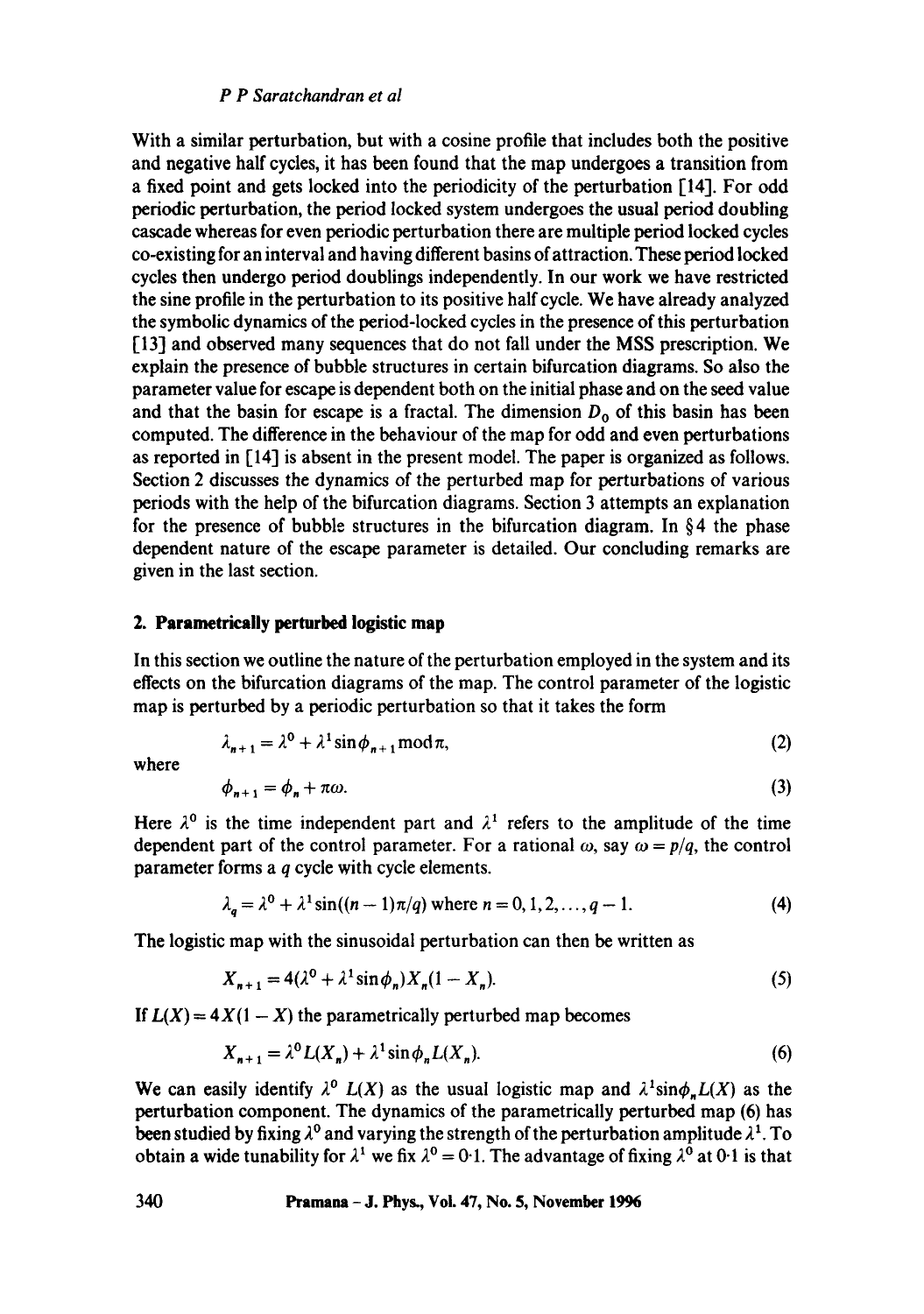With a similar perturbation, but with a cosine profile that includes both the positive and negative half cycles, it has been found that the map undergoes a transition from a fixed point and gets locked into the periodicity of the perturbation [14]. For odd periodic perturbation, the period locked system undergoes the usual period doubling cascade whereas for even periodic perturbation there are multiple period locked cycles co-existing for an interval and having different basins of attraction. These period locked cycles then undergo period doublings independently. In our work we have restricted the sine profile in the perturbation to its positive half cycle. We have already analyzed the symbolic dynamics of the period-locked cycles in the presence of this perturbation [13] and observed many sequences that do not fall under the MSS prescription. We explain the presence of bubble structures in certain bifurcation diagrams. So also the parameter value for escape is dependent both on the initial phase and on the seed value and that the basin for escape is a fractal. The dimension $D_0$ of this basin has been computed. The difference in the behaviour of the map for odd and even perturbations as reported in [14] is absent in the present model. The paper is organized as follows. Section 2 discusses the dynamics of the perturbed map for perturbations of various periods with the help of the bifurcation diagrams. Section 3 attempts an explanation for the presence of bubble structures in the bifurcation diagram. In § 4 the phase dependent nature of the escape parameter is detailed. Our concluding remarks are given in the last section.

## 2. Parametrically perturbed logistic map

In this section we outline the nature of the perturbation employed in the system and its effects on the bifurcation diagrams of the map. The control parameter of the logistic map is perturbed by a periodic perturbation so that it takes the form

$$\lambda_{n+1} = \lambda^0 + \lambda^1 \sin\phi_{n+1} \bmod \pi, \tag{2}$$

where

$$\phi_{n+1} = \phi_n + \pi\omega. \tag{3}$$

Here $\lambda^0$ is the time independent part and $\lambda^1$ refers to the amplitude of the time dependent part of the control parameter. For a rational $\omega$, say $\omega = p/q$, the control parameter forms a $q$ cycle with cycle elements.

$$\lambda_q = \lambda^0 + \lambda^1 \sin((n-1)\pi/q) \text{ where } n = 0, 1, 2, \ldots, q-1. \tag{4}$$

The logistic map with the sinusoidal perturbation can then be written as

$$X_{n+1} = 4(\lambda^0 + \lambda^1 \sin\phi_n) X_n (1 - X_n). \tag{5}$$

If $L(X) = 4X(1-X)$ the parametrically perturbed map becomes

$$X_{n+1} = \lambda^0 L(X_n) + \lambda^1 \sin\phi_n L(X_n). \tag{6}$$

We can easily identify $\lambda^0$ $L(X)$ as the usual logistic map and $\lambda^1 \sin\phi_n L(X)$ as the perturbation component. The dynamics of the parametrically perturbed map (6) has been studied by fixing $\lambda^0$ and varying the strength of the perturbation amplitude $\lambda^1$. To obtain a wide tunability for $\lambda^1$ we fix $\lambda^0 = 0{\cdot}1$. The advantage of fixing $\lambda^0$ at $0{\cdot}1$ is that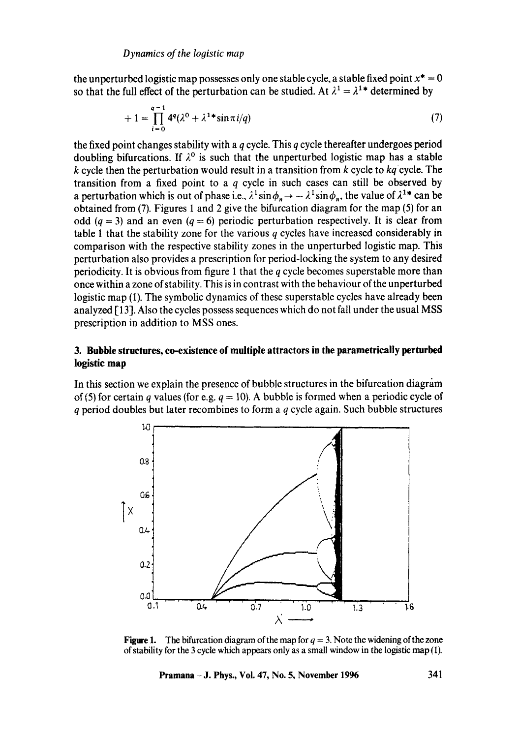the unperturbed logistic map possesses only one stable cycle, a stable fixed point $x^* = 0$ so that the full effect of the perturbation can be studied. At $\lambda^1 = \lambda^{1*}$ determined by

$$+1 = \prod_{i=0}^{q-1} 4^q(\lambda^0 + \lambda^{1*}\sin \pi i/q) \tag{7}$$

the fixed point changes stability with a $q$ cycle. This $q$ cycle thereafter undergoes period doubling bifurcations. If $\lambda^0$ is such that the unperturbed logistic map has a stable $k$ cycle then the perturbation would result in a transition from $k$ cycle to $kq$ cycle. The transition from a fixed point to a $q$ cycle in such cases can still be observed by a perturbation which is out of phase i.e., $\lambda^1 \sin \phi_n \to -\lambda^1 \sin \phi_n$, the value of $\lambda^{1*}$ can be obtained from (7). Figures 1 and 2 give the bifurcation diagram for the map (5) for an odd ($q = 3$) and an even ($q = 6$) periodic perturbation respectively. It is clear from table 1 that the stability zone for the various $q$ cycles have increased considerably in comparison with the respective stability zones in the unperturbed logistic map. This perturbation also provides a prescription for period-locking the system to any desired periodicity. It is obvious from figure 1 that the $q$ cycle becomes superstable more than once within a zone of stability. This is in contrast with the behaviour of the unperturbed logistic map (1). The symbolic dynamics of these superstable cycles have already been analyzed [13]. Also the cycles possess sequences which do not fall under the usual MSS prescription in addition to MSS ones.

## 3. Bubble structures, co-existence of multiple attractors in the parametrically perturbed logistic map

In this section we explain the presence of bubble structures in the bifurcation diagram of (5) for certain $q$ values (for e.g. $q = 10$). A bubble is formed when a periodic cycle of $q$ period doubles but later recombines to form a $q$ cycle again. Such bubble structures

**Figure 1.** The bifurcation diagram of the map for $q = 3$. Note the widening of the zone of stability for the 3 cycle which appears only as a small window in the logistic map (1).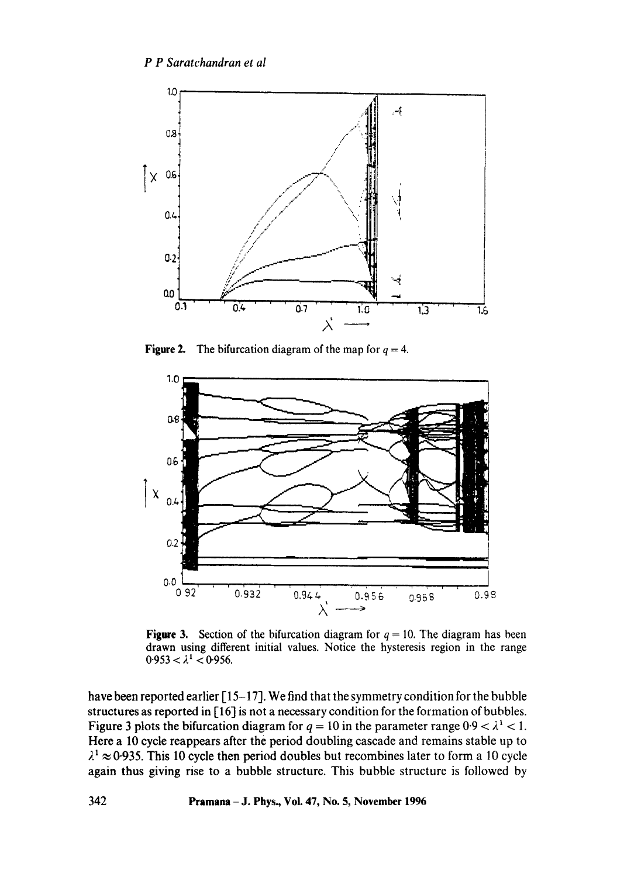**Figure 2.** The bifurcation diagram of the map for $q = 4$.

**Figure 3.** Section of the bifurcation diagram for $q = 10$. The diagram has been drawn using different initial values. Notice the hysteresis region in the range $0.953 < \lambda^1 < 0.956$.

have been reported earlier [15–17]. We find that the symmetry condition for the bubble structures as reported in [16] is not a necessary condition for the formation of bubbles. Figure 3 plots the bifurcation diagram for $q = 10$ in the parameter range $0.9 < \lambda^1 < 1$. Here a 10 cycle reappears after the period doubling cascade and remains stable up to $\lambda^1 \approx 0.935$. This 10 cycle then period doubles but recombines later to form a 10 cycle again thus giving rise to a bubble structure. This bubble structure is followed by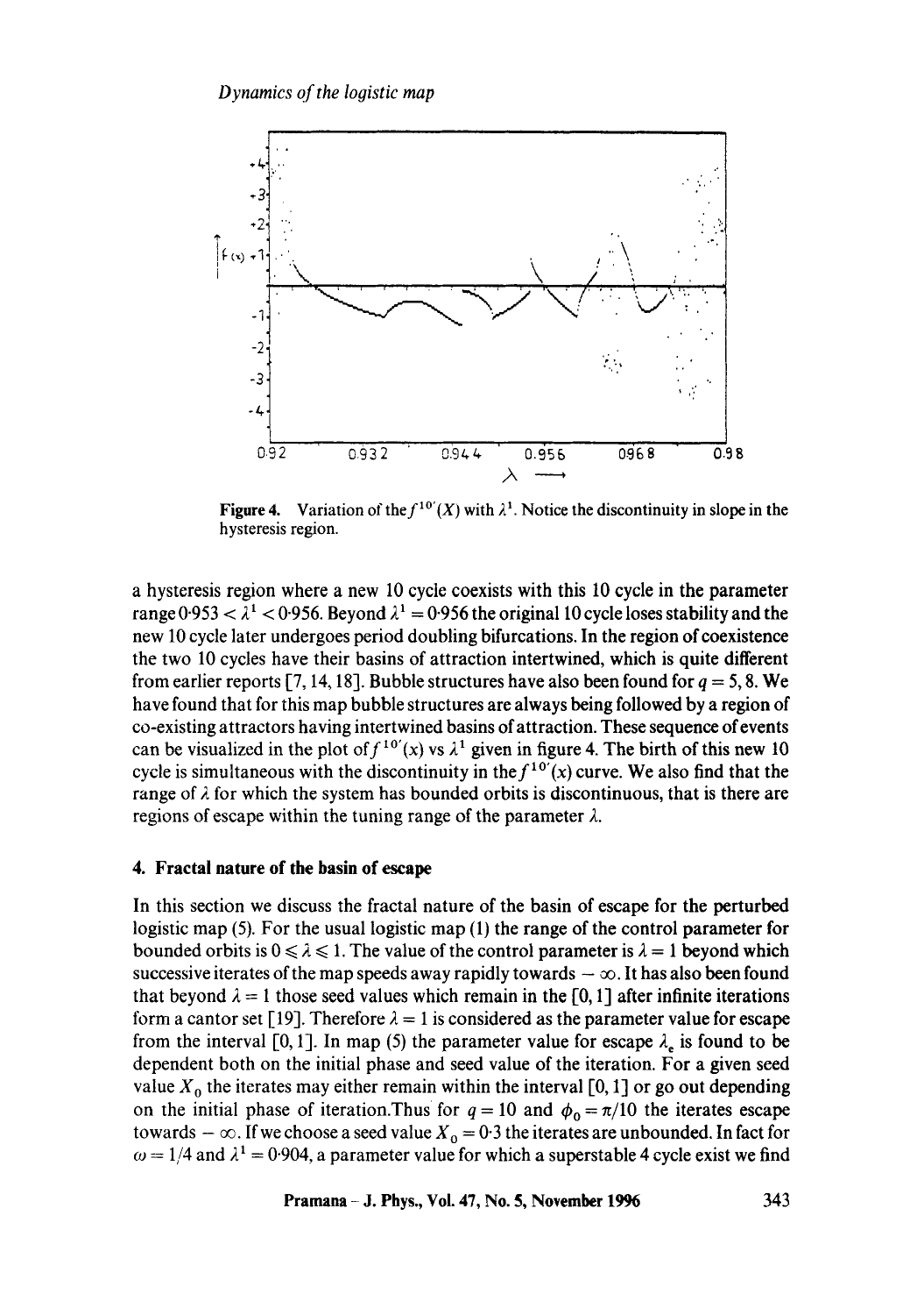**Figure 4.** Variation of the $f^{10'}(X)$ with $\lambda^1$. Notice the discontinuity in slope in the hysteresis region.

a hysteresis region where a new 10 cycle coexists with this 10 cycle in the parameter range $0.953 < \lambda^1 < 0.956$. Beyond $\lambda^1 = 0.956$ the original 10 cycle loses stability and the new 10 cycle later undergoes period doubling bifurcations. In the region of coexistence the two 10 cycles have their basins of attraction intertwined, which is quite different from earlier reports [7, 14, 18]. Bubble structures have also been found for $q = 5, 8$. We have found that for this map bubble structures are always being followed by a region of co-existing attractors having intertwined basins of attraction. These sequence of events can be visualized in the plot of $f^{10'}(x)$ vs $\lambda^1$ given in figure 4. The birth of this new 10 cycle is simultaneous with the discontinuity in the $f^{10'}(x)$ curve. We also find that the range of $\lambda$ for which the system has bounded orbits is discontinuous, that is there are regions of escape within the tuning range of the parameter $\lambda$.

## 4. Fractal nature of the basin of escape

In this section we discuss the fractal nature of the basin of escape for the perturbed logistic map (5). For the usual logistic map (1) the range of the control parameter for bounded orbits is $0 \leqslant \lambda \leqslant 1$. The value of the control parameter is $\lambda = 1$ beyond which successive iterates of the map speeds away rapidly towards $-\infty$. It has also been found that beyond $\lambda = 1$ those seed values which remain in the $[0, 1]$ after infinite iterations form a cantor set [19]. Therefore $\lambda = 1$ is considered as the parameter value for escape from the interval $[0, 1]$. In map (5) the parameter value for escape $\lambda_e$ is found to be dependent both on the initial phase and seed value of the iteration. For a given seed value $X_0$ the iterates may either remain within the interval $[0, 1]$ or go out depending on the initial phase of iteration. Thus for $q = 10$ and $\phi_0 = \pi/10$ the iterates escape towards $-\infty$. If we choose a seed value $X_0 = 0.3$ the iterates are unbounded. In fact for $\omega = 1/4$ and $\lambda^1 = 0.904$, a parameter value for which a superstable 4 cycle exist we find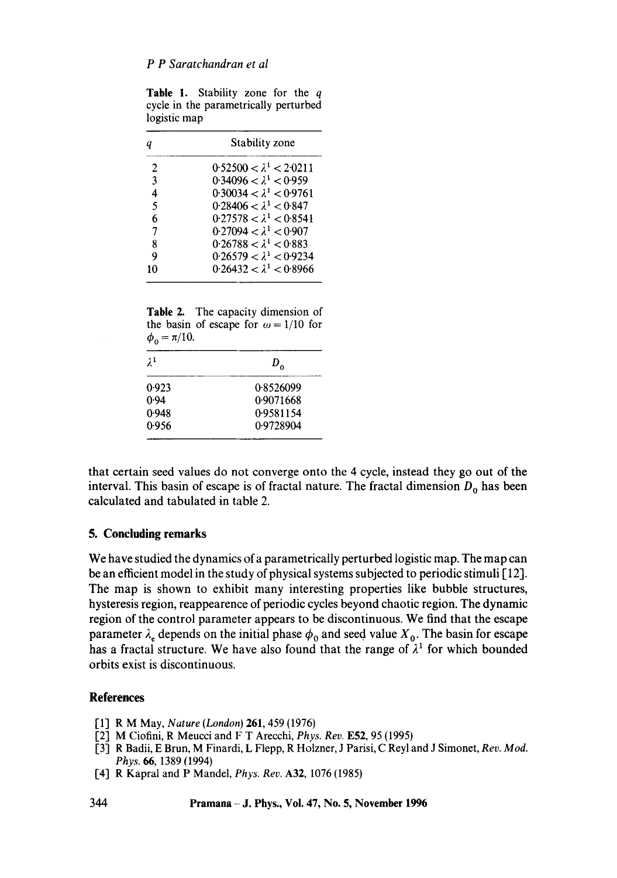**Table 1.** Stability zone for the $q$ cycle in the parametrically perturbed logistic map

| $q$ | Stability zone |
|---|---|
| 2 | $0.52500 < \lambda^1 < 2.0211$ |
| 3 | $0.34096 < \lambda^1 < 0.959$ |
| 4 | $0.30034 < \lambda^1 < 0.9761$ |
| 5 | $0.28406 < \lambda^1 < 0.847$ |
| 6 | $0.27578 < \lambda^1 < 0.8541$ |
| 7 | $0.27094 < \lambda^1 < 0.907$ |
| 8 | $0.26788 < \lambda^1 < 0.883$ |
| 9 | $0.26579 < \lambda^1 < 0.9234$ |
| 10 | $0.26432 < \lambda^1 < 0.8966$ |

**Table 2.** The capacity dimension of the basin of escape for $\omega = 1/10$ for $\phi_0 = \pi/10$.

| $\lambda^1$ | $D_0$ |
|---|---|
| 0.923 | 0.8526099 |
| 0.94 | 0.9071668 |
| 0.948 | 0.9581154 |
| 0.956 | 0.9728904 |

that certain seed values do not converge onto the 4 cycle, instead they go out of the interval. This basin of escape is of fractal nature. The fractal dimension $D_0$ has been calculated and tabulated in table 2.

## 5. Concluding remarks

We have studied the dynamics of a parametrically perturbed logistic map. The map can be an efficient model in the study of physical systems subjected to periodic stimuli [12]. The map is shown to exhibit many interesting properties like bubble structures, hysteresis region, reappearence of periodic cycles beyond chaotic region. The dynamic region of the control parameter appears to be discontinuous. We find that the escape parameter $\lambda_e$ depends on the initial phase $\phi_0$ and seed value $X_0$. The basin for escape has a fractal structure. We have also found that the range of $\lambda^1$ for which bounded orbits exist is discontinuous.

## References

[1] R M May, *Nature (London)* **261**, 459 (1976)

[2] M Ciofini, R Meucci and F T Arecchi, *Phys. Rev.* **E52**, 95 (1995)

[3] R Badii, E Brun, M Finardi, L Flepp, R Holzner, J Parisi, C Reyl and J Simonet, *Rev. Mod. Phys.* **66**, 1389 (1994)

[4] R Kapral and P Mandel, *Phys. Rev.* **A32**, 1076 (1985)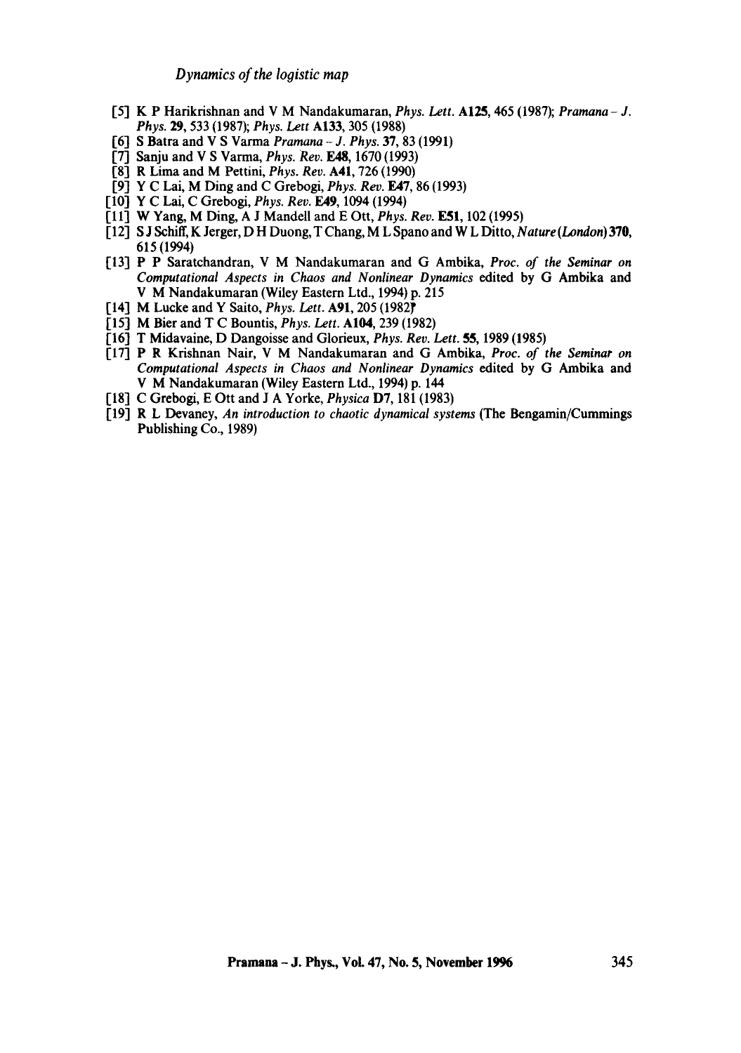[5] K P Harikrishnan and V M Nandakumaran, *Phys. Lett.* **A125**, 465 (1987); *Pramana – J. Phys.* **29**, 533 (1987); *Phys. Lett* **A133**, 305 (1988)

[6] S Batra and V S Varma *Pramana – J. Phys.* **37**, 83 (1991)

[7] Sanju and V S Varma, *Phys. Rev.* **E48**, 1670 (1993)

[8] R Lima and M Pettini, *Phys. Rev.* **A41**, 726 (1990)

[9] Y C Lai, M Ding and C Grebogi, *Phys. Rev.* **E47**, 86 (1993)

[10] Y C Lai, C Grebogi, *Phys. Rev.* **E49**, 1094 (1994)

[11] W Yang, M Ding, A J Mandell and E Ott, *Phys. Rev.* **E51**, 102 (1995)

[12] S J Schiff, K Jerger, D H Duong, T Chang, M L Spano and W L Ditto, *Nature (London)* **370**, 615 (1994)

[13] P P Saratchandran, V M Nandakumaran and G Ambika, *Proc. of the Seminar on Computational Aspects in Chaos and Nonlinear Dynamics* edited by G Ambika and V M Nandakumaran (Wiley Eastern Ltd., 1994) p. 215

[14] M Lucke and Y Saito, *Phys. Lett.* **A91**, 205 (1982)

[15] M Bier and T C Bountis, *Phys. Lett.* **A104**, 239 (1982)

[16] T Midavaine, D Dangoisse and Glorieux, *Phys. Rev. Lett.* **55**, 1989 (1985)

[17] P R Krishnan Nair, V M Nandakumaran and G Ambika, *Proc. of the Seminar on Computational Aspects in Chaos and Nonlinear Dynamics* edited by G Ambika and V M Nandakumaran (Wiley Eastern Ltd., 1994) p. 144

[18] C Grebogi, E Ott and J A Yorke, *Physica* **D7**, 181 (1983)

[19] R L Devaney, *An introduction to chaotic dynamical systems* (The Bengamin/Cummings Publishing Co., 1989)